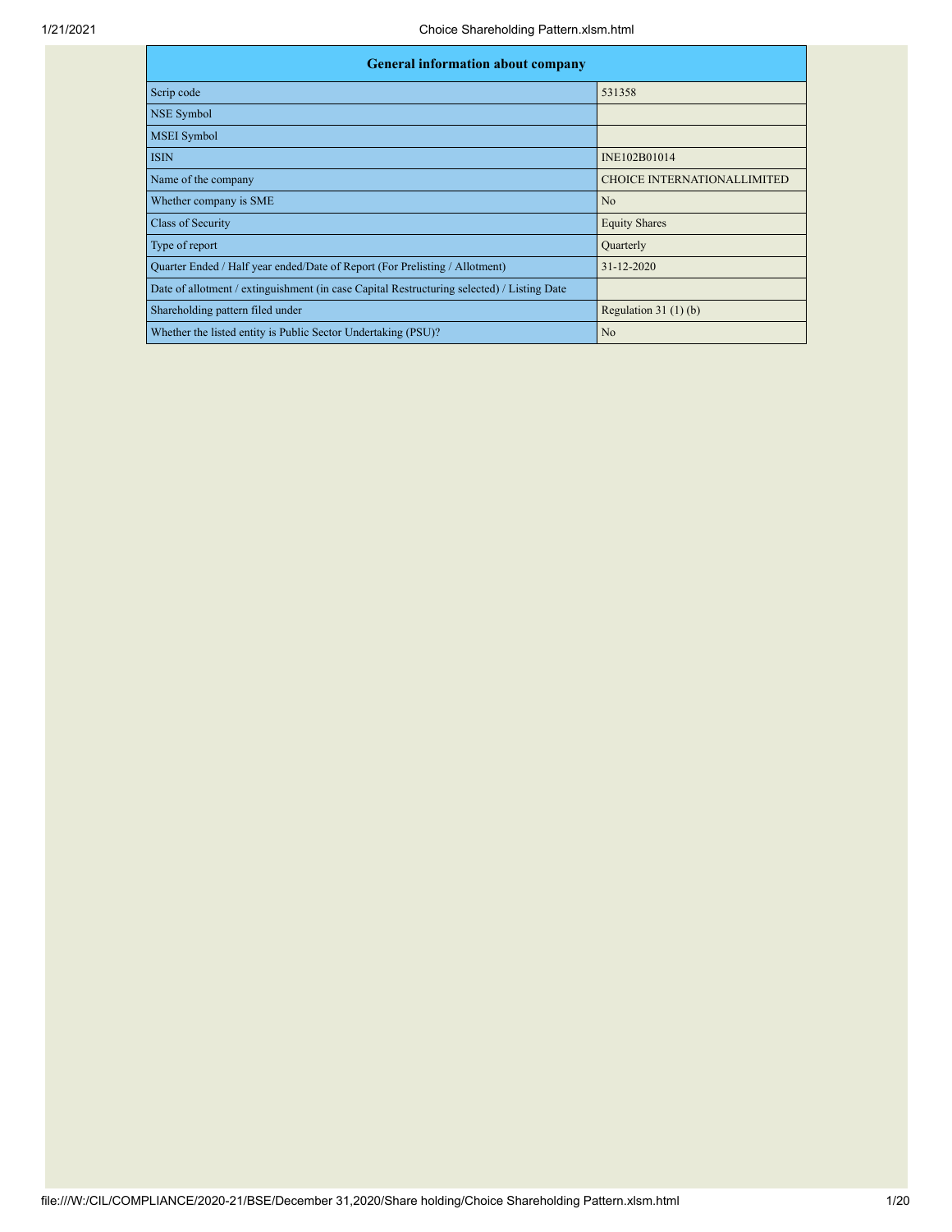| General information about company | |
|---|---|
| Scrip code | 531358 |
| NSE Symbol | |
| MSEI Symbol | |
| ISIN | INE102B01014 |
| Name of the company | CHOICE INTERNATIONALLIMITED |
| Whether company is SME | No |
| Class of Security | Equity Shares |
| Type of report | Quarterly |
| Quarter Ended / Half year ended/Date of Report (For Prelisting / Allotment) | 31-12-2020 |
| Date of allotment / extinguishment (in case Capital Restructuring selected) / Listing Date | |
| Shareholding pattern filed under | Regulation 31 (1) (b) |
| Whether the listed entity is Public Sector Undertaking (PSU)? | No |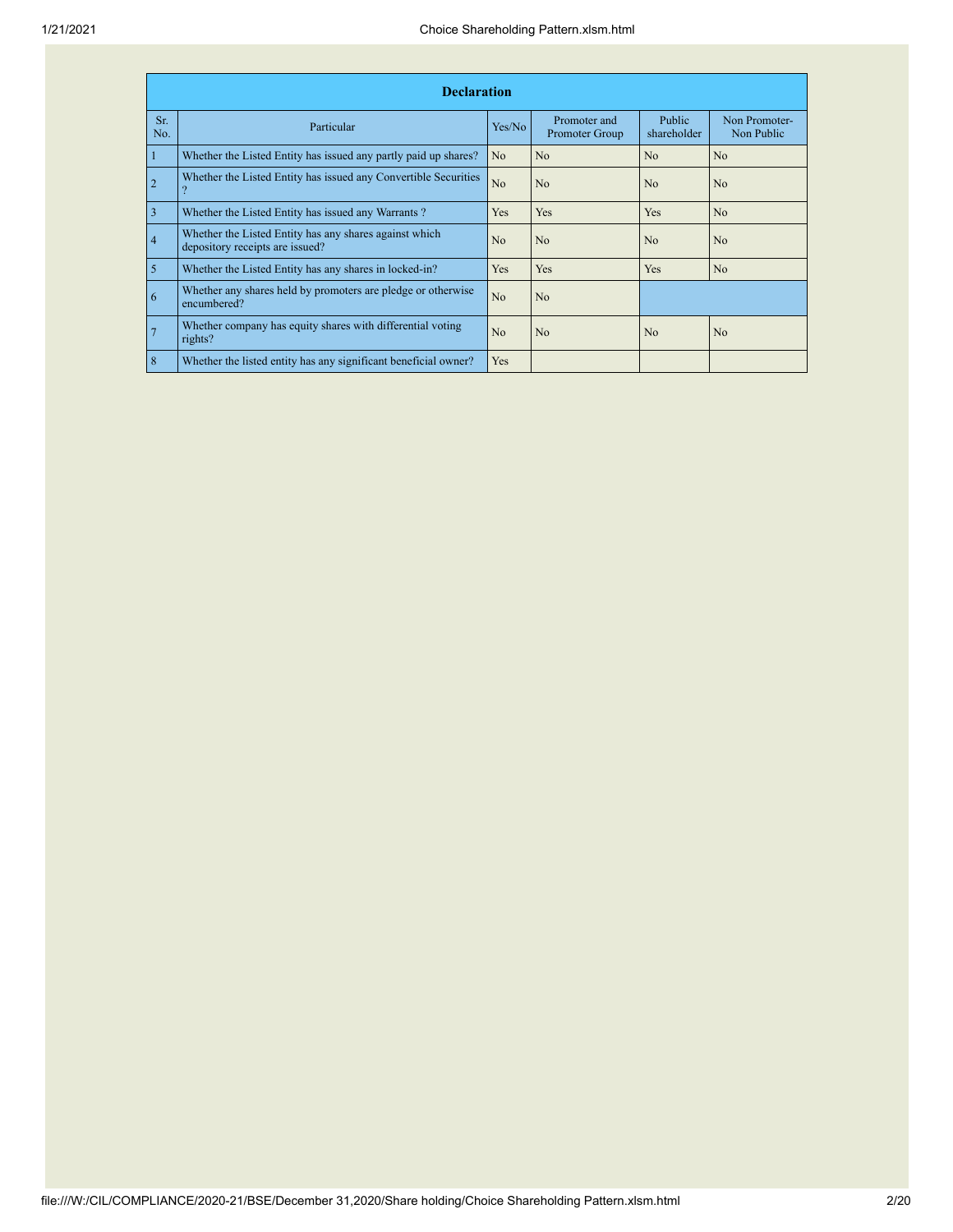| Declaration | | | | | |
|---|---|---|---|---|---|
| Sr. No. | Particular | Yes/No | Promoter and Promoter Group | Public shareholder | Non Promoter- Non Public |
| 1 | Whether the Listed Entity has issued any partly paid up shares? | No | No | No | No |
| 2 | Whether the Listed Entity has issued any Convertible Securities ? | No | No | No | No |
| 3 | Whether the Listed Entity has issued any Warrants ? | Yes | Yes | Yes | No |
| 4 | Whether the Listed Entity has any shares against which depository receipts are issued? | No | No | No | No |
| 5 | Whether the Listed Entity has any shares in locked-in? | Yes | Yes | Yes | No |
| 6 | Whether any shares held by promoters are pledge or otherwise encumbered? | No | No | | |
| 7 | Whether company has equity shares with differential voting rights? | No | No | No | No |
| 8 | Whether the listed entity has any significant beneficial owner? | Yes | | | |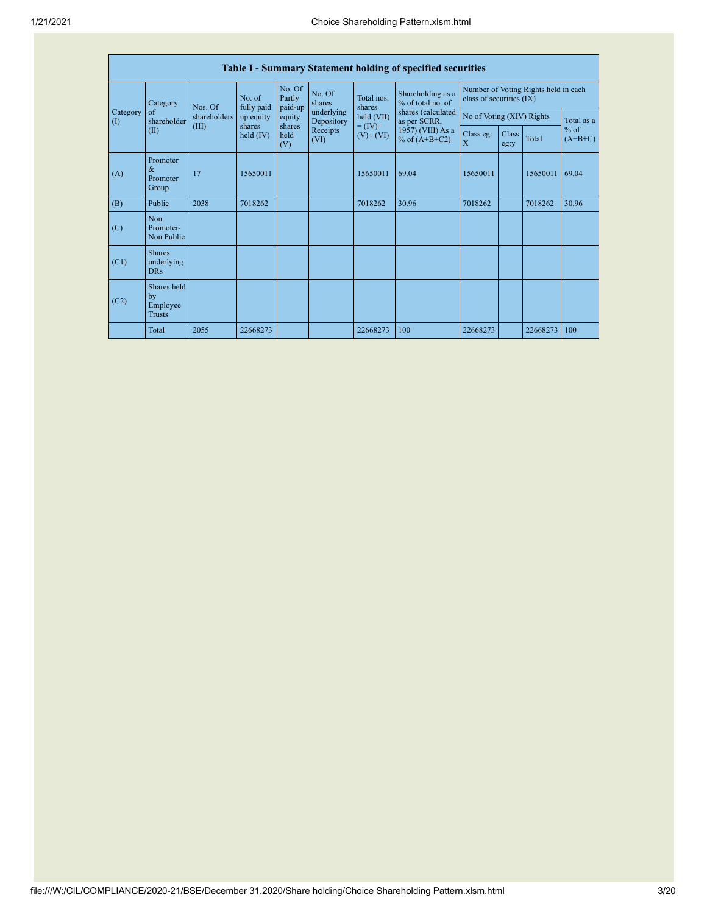| Table I - Summary Statement holding of specified securities | | | | | | | | | | | | |
|---|---|---|---|---|---|---|---|---|---|---|---|---|
| Category (I) | Category of shareholder (II) | Nos. Of shareholders (III) | No. of fully paid up equity shares held (IV) | No. Of Partly paid-up equity shares held (V) | No. Of shares underlying Depository Receipts (VI) | Total nos. shares held (VII) = (IV)+ (V)+ (VI) | Shareholding as a % of total no. of shares (calculated as per SCRR, 1957) (VIII) As a % of (A+B+C2) | Number of Voting Rights held in each class of securities (IX) | | | |
| | | | | | | | | No of Voting (XIV) Rights | | | Total as a % of (A+B+C) |
| | | | | | | | | Class eg: X | Class eg:y | Total | |
| (A) | Promoter & Promoter Group | 17 | 15650011 | | | 15650011 | 69.04 | 15650011 | | 15650011 | 69.04 |
| (B) | Public | 2038 | 7018262 | | | 7018262 | 30.96 | 7018262 | | 7018262 | 30.96 |
| (C) | Non Promoter- Non Public | | | | | | | | | | |
| (C1) | Shares underlying DRs | | | | | | | | | | |
| (C2) | Shares held by Employee Trusts | | | | | | | | | | |
| | Total | 2055 | 22668273 | | | 22668273 | 100 | 22668273 | | 22668273 | 100 |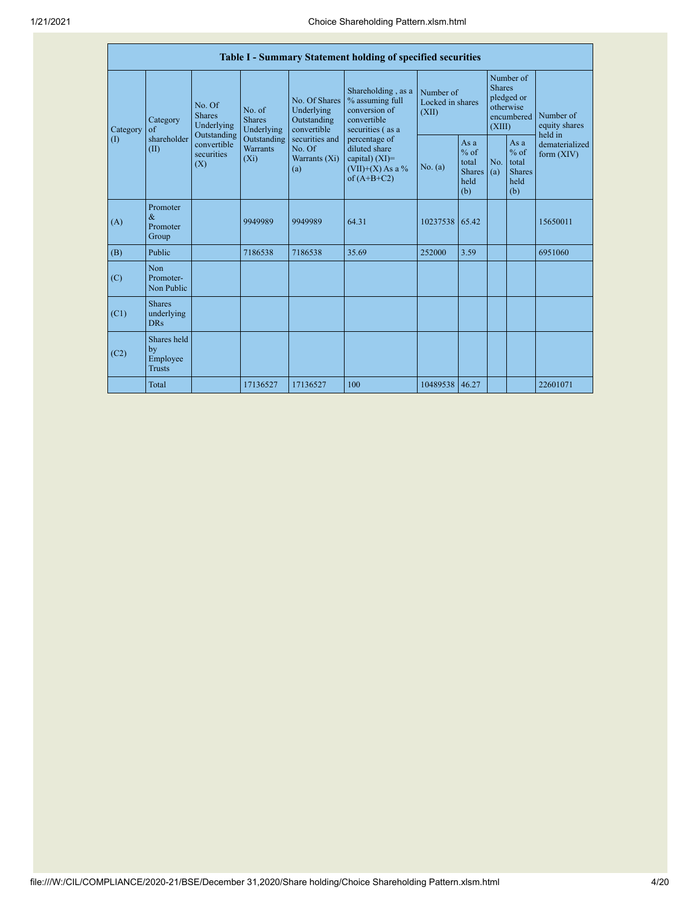| Table I - Summary Statement holding of specified securities | | | | | | | | | | | |
|---|---|---|---|---|---|---|---|---|---|---|---|
| Category (I) | Category of shareholder (II) | No. Of Shares Underlying Outstanding convertible securities (X) | No. of Shares Underlying Outstanding Warrants (Xi) | No. Of Shares Underlying Outstanding convertible securities and No. Of Warrants (Xi) (a) | Shareholding , as a % assuming full conversion of convertible securities ( as a percentage of diluted share capital) (XI)= (VII)+(X) As a % of (A+B+C2) | Number of Locked in shares (XII) | | Number of Shares pledged or otherwise encumbered (XIII) | | Number of equity shares held in dematerialized form (XIV) |
| | | | | | | No. (a) | As a % of total Shares held (b) | No. (a) | As a % of total Shares held (b) | |
| (A) | Promoter & Promoter Group | | 9949989 | 9949989 | 64.31 | 10237538 | 65.42 | | | 15650011 |
| (B) | Public | | 7186538 | 7186538 | 35.69 | 252000 | 3.59 | | | 6951060 |
| (C) | Non Promoter- Non Public | | | | | | | | | |
| (C1) | Shares underlying DRs | | | | | | | | | |
| (C2) | Shares held by Employee Trusts | | | | | | | | | |
| | Total | | 17136527 | 17136527 | 100 | 10489538 | 46.27 | | | 22601071 |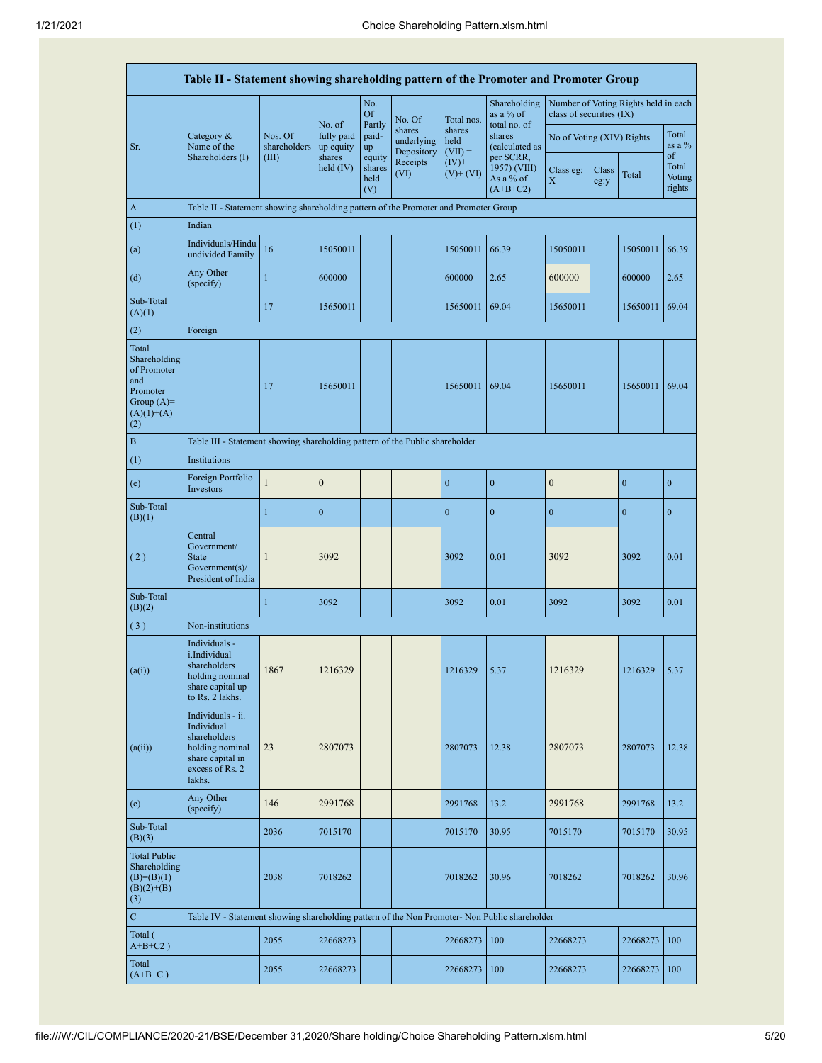| Table II - Statement showing shareholding pattern of the Promoter and Promoter Group | | | | | | | | | | | | |
|---|---|---|---|---|---|---|---|---|---|---|---|---|
| Sr. | Category & Name of the Shareholders (I) | Nos. Of shareholders (III) | No. of fully paid up equity shares held (IV) | No. Of Partly paid-up equity shares held (V) | No. Of shares underlying Depository Receipts (VI) | Total nos. shares held (VII) = (IV)+ (V)+ (VI) | Shareholding as a % of total no. of shares (calculated as per SCRR, 1957) (VIII) As a % of (A+B+C2) | Number of Voting Rights held in each class of securities (IX) | | | |
| | | | | | | | | No of Voting (XIV) Rights | | | Total as a % of Total Voting rights |
| | | | | | | | | Class eg: X | Class eg:y | Total | |
| A | Table II - Statement showing shareholding pattern of the Promoter and Promoter Group | | | | | | | | | | |
| (1) | Indian | | | | | | | | | | |
| (a) | Individuals/Hindu undivided Family | 16 | 15050011 | | | 15050011 | 66.39 | 15050011 | | 15050011 | 66.39 |
| (d) | Any Other (specify) | 1 | 600000 | | | 600000 | 2.65 | 600000 | | 600000 | 2.65 |
| Sub-Total (A)(1) | | 17 | 15650011 | | | 15650011 | 69.04 | 15650011 | | 15650011 | 69.04 |
| (2) | Foreign | | | | | | | | | | |
| Total Shareholding of Promoter and Promoter Group (A)=(A)(1)+(A)(2) | | 17 | 15650011 | | | 15650011 | 69.04 | 15650011 | | 15650011 | 69.04 |
| B | Table III - Statement showing shareholding pattern of the Public shareholder | | | | | | | | | | |
| (1) | Institutions | | | | | | | | | | |
| (e) | Foreign Portfolio Investors | 1 | 0 | | | 0 | 0 | 0 | | 0 | 0 |
| Sub-Total (B)(1) | | 1 | 0 | | | 0 | 0 | 0 | | 0 | 0 |
| ( 2 ) | Central Government/ State Government(s)/ President of India | 1 | 3092 | | | 3092 | 0.01 | 3092 | | 3092 | 0.01 |
| Sub-Total (B)(2) | | 1 | 3092 | | | 3092 | 0.01 | 3092 | | 3092 | 0.01 |
| ( 3 ) | Non-institutions | | | | | | | | | | |
| (a(i)) | Individuals - i.Individual shareholders holding nominal share capital up to Rs. 2 lakhs. | 1867 | 1216329 | | | 1216329 | 5.37 | 1216329 | | 1216329 | 5.37 |
| (a(ii)) | Individuals - ii. Individual shareholders holding nominal share capital in excess of Rs. 2 lakhs. | 23 | 2807073 | | | 2807073 | 12.38 | 2807073 | | 2807073 | 12.38 |
| (e) | Any Other (specify) | 146 | 2991768 | | | 2991768 | 13.2 | 2991768 | | 2991768 | 13.2 |
| Sub-Total (B)(3) | | 2036 | 7015170 | | | 7015170 | 30.95 | 7015170 | | 7015170 | 30.95 |
| Total Public Shareholding (B)=(B)(1)+(B)(2)+(B)(3) | | 2038 | 7018262 | | | 7018262 | 30.96 | 7018262 | | 7018262 | 30.96 |
| C | Table IV - Statement showing shareholding pattern of the Non Promoter- Non Public shareholder | | | | | | | | | | |
| Total ( A+B+C2 ) | | 2055 | 22668273 | | | 22668273 | 100 | 22668273 | | 22668273 | 100 |
| Total (A+B+C ) | | 2055 | 22668273 | | | 22668273 | 100 | 22668273 | | 22668273 | 100 |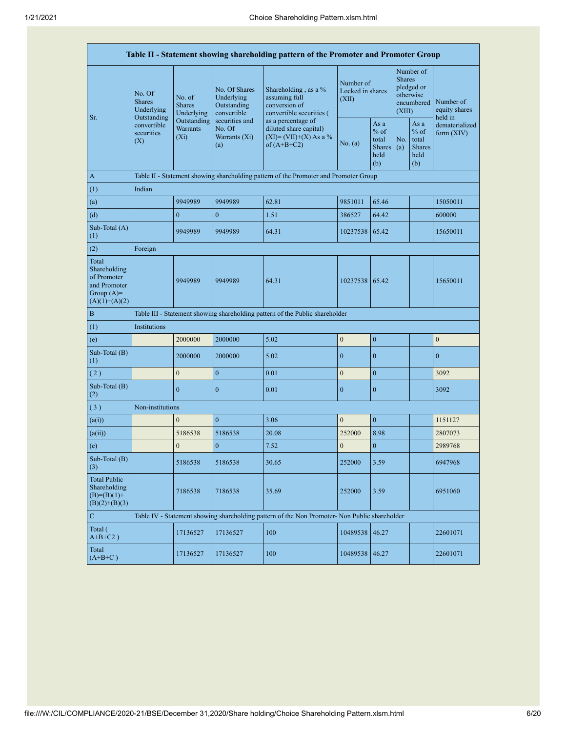| Table II - Statement showing shareholding pattern of the Promoter and Promoter Group | | | | | | | | | | |
|---|---|---|---|---|---|---|---|---|---|---|
| Sr. | No. Of Shares Underlying Outstanding convertible securities (X) | No. of Shares Underlying Outstanding Warrants (Xi) | No. Of Shares Underlying Outstanding convertible securities and No. Of Warrants (Xi) (a) | Shareholding , as a % assuming full conversion of convertible securities ( as a percentage of diluted share capital) (XI)= (VII)+(X) As a % of (A+B+C2) | Number of Locked in shares (XII) | | Number of Shares pledged or otherwise encumbered (XIII) | | Number of equity shares held in dematerialized form (XIV) |
| | | | | | No. (a) | As a % of total Shares held (b) | No. (a) | As a % of total Shares held (b) | |
| A | Table II - Statement showing shareholding pattern of the Promoter and Promoter Group | | | | | | | | |
| (1) | Indian | | | | | | | | |
| (a) | | 9949989 | 9949989 | 62.81 | 9851011 | 65.46 | | | 15050011 |
| (d) | | 0 | 0 | 1.51 | 386527 | 64.42 | | | 600000 |
| Sub-Total (A) (1) | | 9949989 | 9949989 | 64.31 | 10237538 | 65.42 | | | 15650011 |
| (2) | Foreign | | | | | | | | |
| Total Shareholding of Promoter and Promoter Group (A)= (A)(1)+(A)(2) | | 9949989 | 9949989 | 64.31 | 10237538 | 65.42 | | | 15650011 |
| B | Table III - Statement showing shareholding pattern of the Public shareholder | | | | | | | | |
| (1) | Institutions | | | | | | | | |
| (e) | | 2000000 | 2000000 | 5.02 | 0 | 0 | | | 0 |
| Sub-Total (B) (1) | | 2000000 | 2000000 | 5.02 | 0 | 0 | | | 0 |
| ( 2 ) | | 0 | 0 | 0.01 | 0 | 0 | | | 3092 |
| Sub-Total (B) (2) | | 0 | 0 | 0.01 | 0 | 0 | | | 3092 |
| ( 3 ) | Non-institutions | | | | | | | | |
| (a(i)) | | 0 | 0 | 3.06 | 0 | 0 | | | 1151127 |
| (a(ii)) | | 5186538 | 5186538 | 20.08 | 252000 | 8.98 | | | 2807073 |
| (e) | | 0 | 0 | 7.52 | 0 | 0 | | | 2989768 |
| Sub-Total (B) (3) | | 5186538 | 5186538 | 30.65 | 252000 | 3.59 | | | 6947968 |
| Total Public Shareholding (B)=(B)(1)+(B)(2)+(B)(3) | | 7186538 | 7186538 | 35.69 | 252000 | 3.59 | | | 6951060 |
| C | Table IV - Statement showing shareholding pattern of the Non Promoter- Non Public shareholder | | | | | | | | |
| Total ( A+B+C2 ) | | 17136527 | 17136527 | 100 | 10489538 | 46.27 | | | 22601071 |
| Total (A+B+C ) | | 17136527 | 17136527 | 100 | 10489538 | 46.27 | | | 22601071 |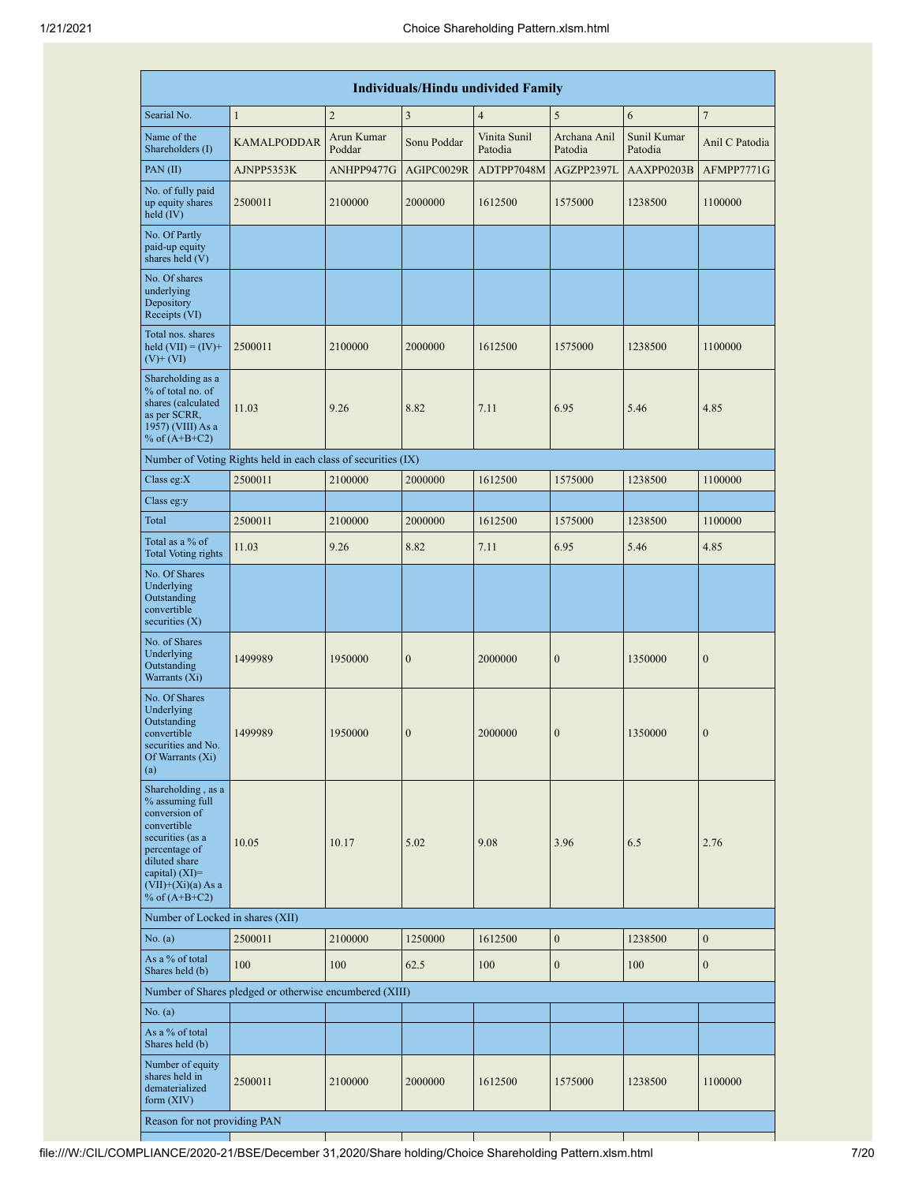| Individuals/Hindu undivided Family | | | | | | | |
|---|---|---|---|---|---|---|---|
| Searial No. | 1 | 2 | 3 | 4 | 5 | 6 | 7 |
| Name of the Shareholders (I) | KAMALPODDAR | Arun Kumar Poddar | Sonu Poddar | Vinita Sunil Patodia | Archana Anil Patodia | Sunil Kumar Patodia | Anil C Patodia |
| PAN (II) | AJNPP5353K | ANHPP9477G | AGIPC0029R | ADTPP7048M | AGZPP2397L | AAXPP0203B | AFMPP7771G |
| No. of fully paid up equity shares held (IV) | 2500011 | 2100000 | 2000000 | 1612500 | 1575000 | 1238500 | 1100000 |
| No. Of Partly paid-up equity shares held (V) | | | | | | | |
| No. Of shares underlying Depository Receipts (VI) | | | | | | | |
| Total nos. shares held (VII) = (IV)+ (V)+ (VI) | 2500011 | 2100000 | 2000000 | 1612500 | 1575000 | 1238500 | 1100000 |
| Shareholding as a % of total no. of shares (calculated as per SCRR, 1957) (VIII) As a % of (A+B+C2) | 11.03 | 9.26 | 8.82 | 7.11 | 6.95 | 5.46 | 4.85 |
| Number of Voting Rights held in each class of securities (IX) | | | | | | | |
| Class eg:X | 2500011 | 2100000 | 2000000 | 1612500 | 1575000 | 1238500 | 1100000 |
| Class eg:y | | | | | | | |
| Total | 2500011 | 2100000 | 2000000 | 1612500 | 1575000 | 1238500 | 1100000 |
| Total as a % of Total Voting rights | 11.03 | 9.26 | 8.82 | 7.11 | 6.95 | 5.46 | 4.85 |
| No. Of Shares Underlying Outstanding convertible securities (X) | | | | | | | |
| No. of Shares Underlying Outstanding Warrants (Xi) | 1499989 | 1950000 | 0 | 2000000 | 0 | 1350000 | 0 |
| No. Of Shares Underlying Outstanding convertible securities and No. Of Warrants (Xi) (a) | 1499989 | 1950000 | 0 | 2000000 | 0 | 1350000 | 0 |
| Shareholding , as a % assuming full conversion of convertible securities (as a percentage of diluted share capital) (XI)= (VII)+(Xi)(a) As a % of (A+B+C2) | 10.05 | 10.17 | 5.02 | 9.08 | 3.96 | 6.5 | 2.76 |
| Number of Locked in shares (XII) | | | | | | | |
| No. (a) | 2500011 | 2100000 | 1250000 | 1612500 | 0 | 1238500 | 0 |
| As a % of total Shares held (b) | 100 | 100 | 62.5 | 100 | 0 | 100 | 0 |
| Number of Shares pledged or otherwise encumbered (XIII) | | | | | | | |
| No. (a) | | | | | | | |
| As a % of total Shares held (b) | | | | | | | |
| Number of equity shares held in dematerialized form (XIV) | 2500011 | 2100000 | 2000000 | 1612500 | 1575000 | 1238500 | 1100000 |
| Reason for not providing PAN | | | | | | | |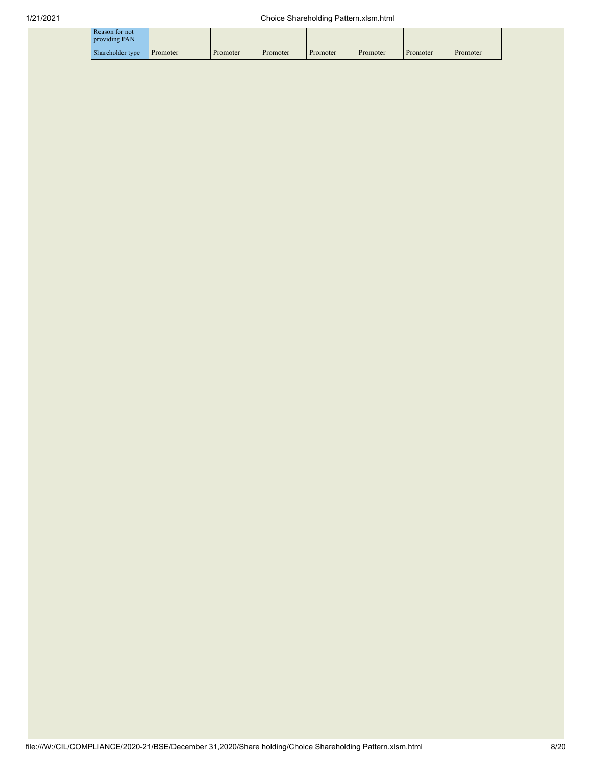| Reason for not providing PAN | | | | | | | |
| --- | --- | --- | --- | --- | --- | --- | --- |
| Shareholder type | Promoter | Promoter | Promoter | Promoter | Promoter | Promoter | Promoter |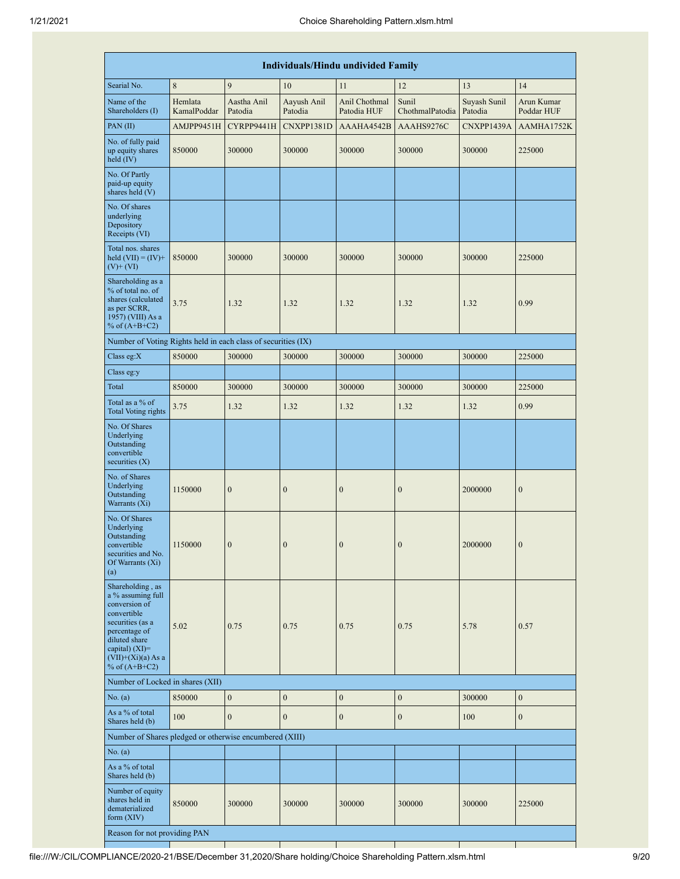| Individuals/Hindu undivided Family | | | | | | | |
|---|---|---|---|---|---|---|---|
| Searial No. | 8 | 9 | 10 | 11 | 12 | 13 | 14 |
| Name of the Shareholders (I) | Hemlata KamalPoddar | Aastha Anil Patodia | Aayush Anil Patodia | Anil Chothmal Patodia HUF | Sunil ChothmalPatodia | Suyash Sunil Patodia | Arun Kumar Poddar HUF |
| PAN (II) | AMJPP9451H | CYRPP9441H | CNXPP1381D | AAAHA4542B | AAAHS9276C | CNXPP1439A | AAMHA1752K |
| No. of fully paid up equity shares held (IV) | 850000 | 300000 | 300000 | 300000 | 300000 | 300000 | 225000 |
| No. Of Partly paid-up equity shares held (V) | | | | | | | |
| No. Of shares underlying Depository Receipts (VI) | | | | | | | |
| Total nos. shares held (VII) = (IV)+ (V)+ (VI) | 850000 | 300000 | 300000 | 300000 | 300000 | 300000 | 225000 |
| Shareholding as a % of total no. of shares (calculated as per SCRR, 1957) (VIII) As a % of (A+B+C2) | 3.75 | 1.32 | 1.32 | 1.32 | 1.32 | 1.32 | 0.99 |
| Number of Voting Rights held in each class of securities (IX) | | | | | | | |
| Class eg:X | 850000 | 300000 | 300000 | 300000 | 300000 | 300000 | 225000 |
| Class eg:y | | | | | | | |
| Total | 850000 | 300000 | 300000 | 300000 | 300000 | 300000 | 225000 |
| Total as a % of Total Voting rights | 3.75 | 1.32 | 1.32 | 1.32 | 1.32 | 1.32 | 0.99 |
| No. Of Shares Underlying Outstanding convertible securities (X) | | | | | | | |
| No. of Shares Underlying Outstanding Warrants (Xi) | 1150000 | 0 | 0 | 0 | 0 | 2000000 | 0 |
| No. Of Shares Underlying Outstanding convertible securities and No. Of Warrants (Xi) (a) | 1150000 | 0 | 0 | 0 | 0 | 2000000 | 0 |
| Shareholding , as a % assuming full conversion of convertible securities (as a percentage of diluted share capital) (XI)= (VII)+(Xi)(a) As a % of (A+B+C2) | 5.02 | 0.75 | 0.75 | 0.75 | 0.75 | 5.78 | 0.57 |
| Number of Locked in shares (XII) | | | | | | | |
| No. (a) | 850000 | 0 | 0 | 0 | 0 | 300000 | 0 |
| As a % of total Shares held (b) | 100 | 0 | 0 | 0 | 0 | 100 | 0 |
| Number of Shares pledged or otherwise encumbered (XIII) | | | | | | | |
| No. (a) | | | | | | | |
| As a % of total Shares held (b) | | | | | | | |
| Number of equity shares held in dematerialized form (XIV) | 850000 | 300000 | 300000 | 300000 | 300000 | 300000 | 225000 |
| Reason for not providing PAN | | | | | | | |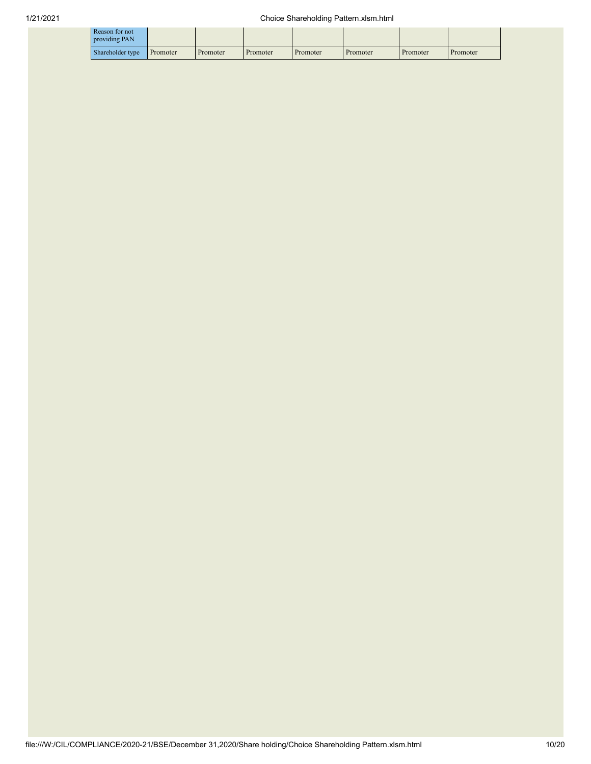| Reason for not providing PAN | | | | | | | |
| --- | --- | --- | --- | --- | --- | --- | --- |
| Shareholder type | Promoter | Promoter | Promoter | Promoter | Promoter | Promoter | Promoter |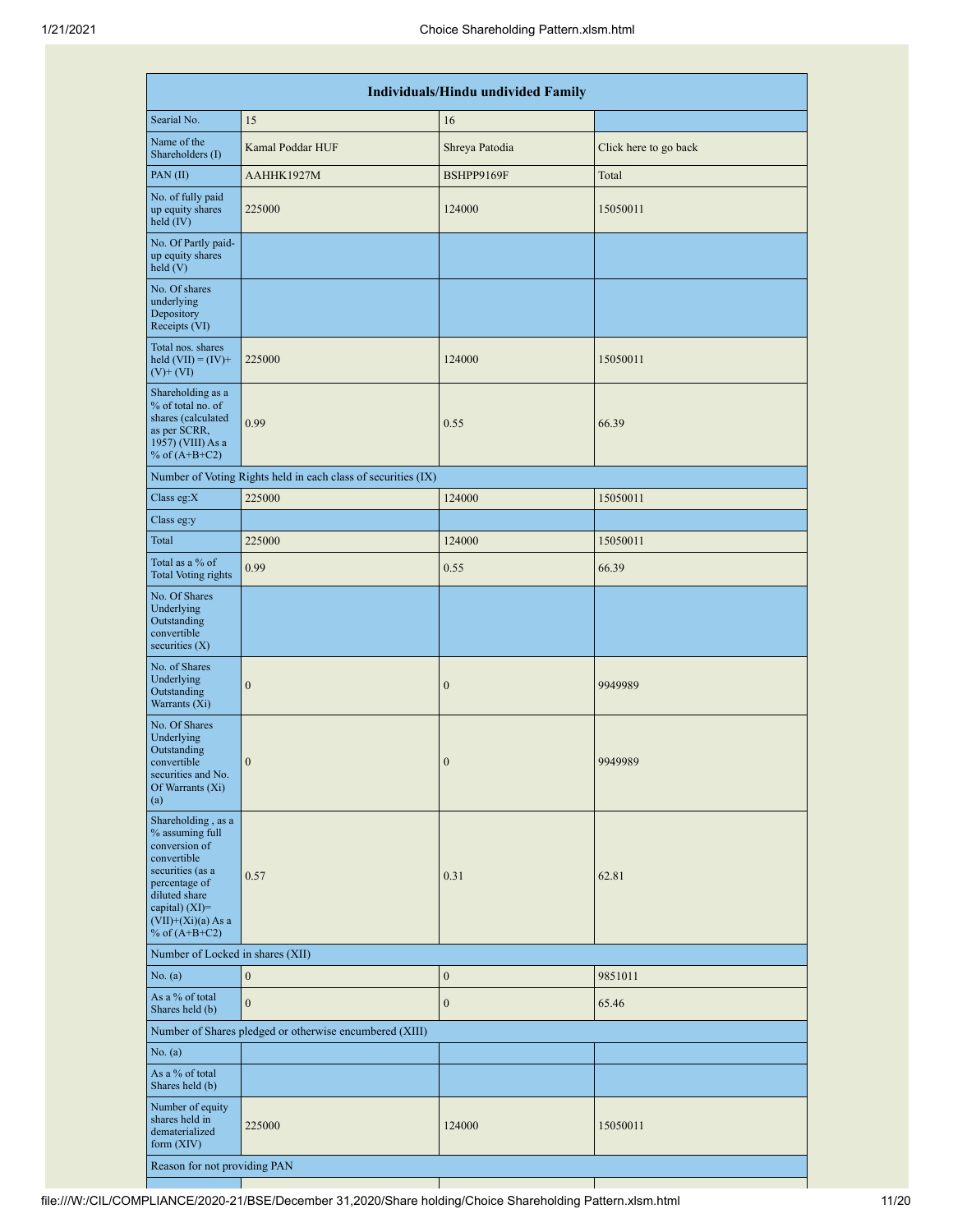| Individuals/Hindu undivided Family | | | |
|---|---|---|---|
| Searial No. | 15 | 16 | |
| Name of the Shareholders (I) | Kamal Poddar HUF | Shreya Patodia | Click here to go back |
| PAN (II) | AAHHK1927M | BSHPP9169F | Total |
| No. of fully paid up equity shares held (IV) | 225000 | 124000 | 15050011 |
| No. Of Partly paid-up equity shares held (V) | | | |
| No. Of shares underlying Depository Receipts (VI) | | | |
| Total nos. shares held (VII) = (IV)+(V)+ (VI) | 225000 | 124000 | 15050011 |
| Shareholding as a % of total no. of shares (calculated as per SCRR, 1957) (VIII) As a % of (A+B+C2) | 0.99 | 0.55 | 66.39 |
| Number of Voting Rights held in each class of securities (IX) | | | |
| Class eg:X | 225000 | 124000 | 15050011 |
| Class eg:y | | | |
| Total | 225000 | 124000 | 15050011 |
| Total as a % of Total Voting rights | 0.99 | 0.55 | 66.39 |
| No. Of Shares Underlying Outstanding convertible securities (X) | | | |
| No. of Shares Underlying Outstanding Warrants (Xi) | 0 | 0 | 9949989 |
| No. Of Shares Underlying Outstanding convertible securities and No. Of Warrants (Xi) (a) | 0 | 0 | 9949989 |
| Shareholding , as a % assuming full conversion of convertible securities (as a percentage of diluted share capital) (XI)= (VII)+(Xi)(a) As a % of (A+B+C2) | 0.57 | 0.31 | 62.81 |
| Number of Locked in shares (XII) | | | |
| No. (a) | 0 | 0 | 9851011 |
| As a % of total Shares held (b) | 0 | 0 | 65.46 |
| Number of Shares pledged or otherwise encumbered (XIII) | | | |
| No. (a) | | | |
| As a % of total Shares held (b) | | | |
| Number of equity shares held in dematerialized form (XIV) | 225000 | 124000 | 15050011 |
| Reason for not providing PAN | | | |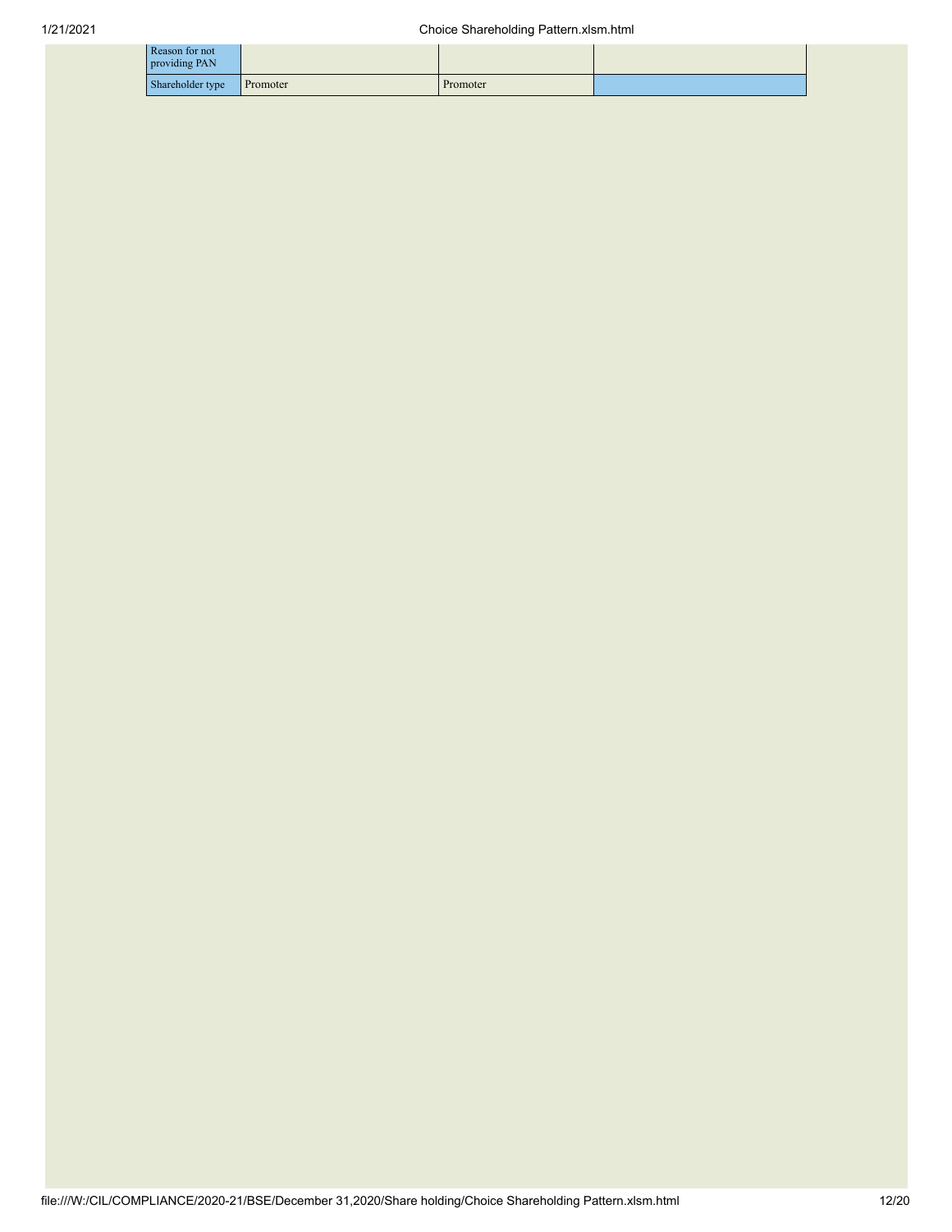| Reason for not providing PAN | | | |
| --- | --- | --- | --- |
| Shareholder type | Promoter | Promoter | |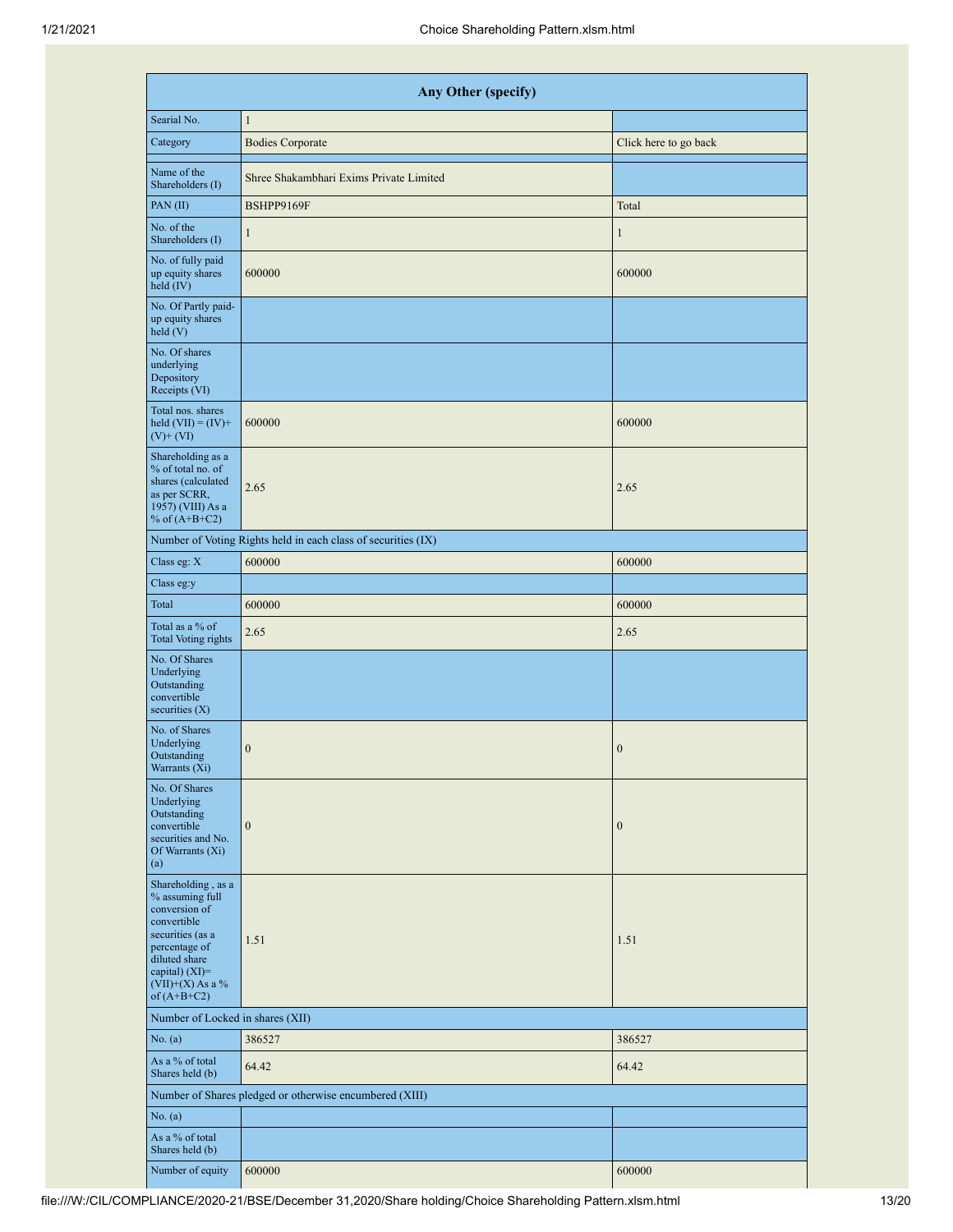| Any Other (specify) | | |
|---|---|---|
| Searial No. | 1 | |
| Category | Bodies Corporate | Click here to go back |
| Name of the Shareholders (I) | Shree Shakambhari Exims Private Limited | |
| PAN (II) | BSHPP9169F | Total |
| No. of the Shareholders (I) | 1 | 1 |
| No. of fully paid up equity shares held (IV) | 600000 | 600000 |
| No. Of Partly paid-up equity shares held (V) | | |
| No. Of shares underlying Depository Receipts (VI) | | |
| Total nos. shares held (VII) = (IV)+(V)+ (VI) | 600000 | 600000 |
| Shareholding as a % of total no. of shares (calculated as per SCRR, 1957) (VIII) As a % of (A+B+C2) | 2.65 | 2.65 |
| Number of Voting Rights held in each class of securities (IX) | | |
| Class eg: X | 600000 | 600000 |
| Class eg:y | | |
| Total | 600000 | 600000 |
| Total as a % of Total Voting rights | 2.65 | 2.65 |
| No. Of Shares Underlying Outstanding convertible securities (X) | | |
| No. of Shares Underlying Outstanding Warrants (Xi) | 0 | 0 |
| No. Of Shares Underlying Outstanding convertible securities and No. Of Warrants (Xi) (a) | 0 | 0 |
| Shareholding , as a % assuming full conversion of convertible securities (as a percentage of diluted share capital) (XI)= (VII)+(X) As a % of (A+B+C2) | 1.51 | 1.51 |
| Number of Locked in shares (XII) | | |
| No. (a) | 386527 | 386527 |
| As a % of total Shares held (b) | 64.42 | 64.42 |
| Number of Shares pledged or otherwise encumbered (XIII) | | |
| No. (a) | | |
| As a % of total Shares held (b) | | |
| Number of equity | 600000 | 600000 |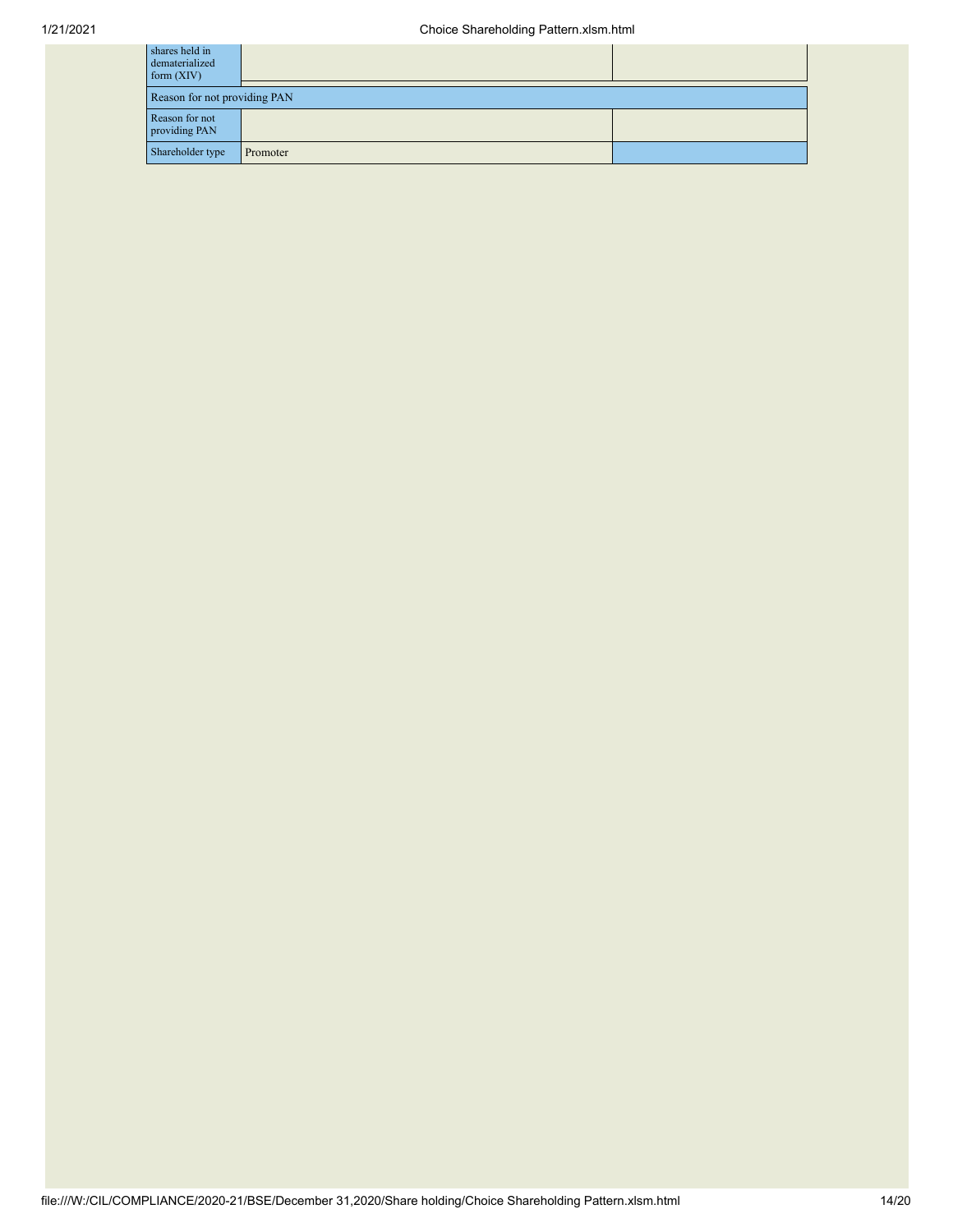| | | |
|---|---|---|
| Number of equity shares held in dematerialized form (XIV) | | |
| Reason for not providing PAN | | |
| Reason for not providing PAN | | |
| Shareholder type | Promoter | |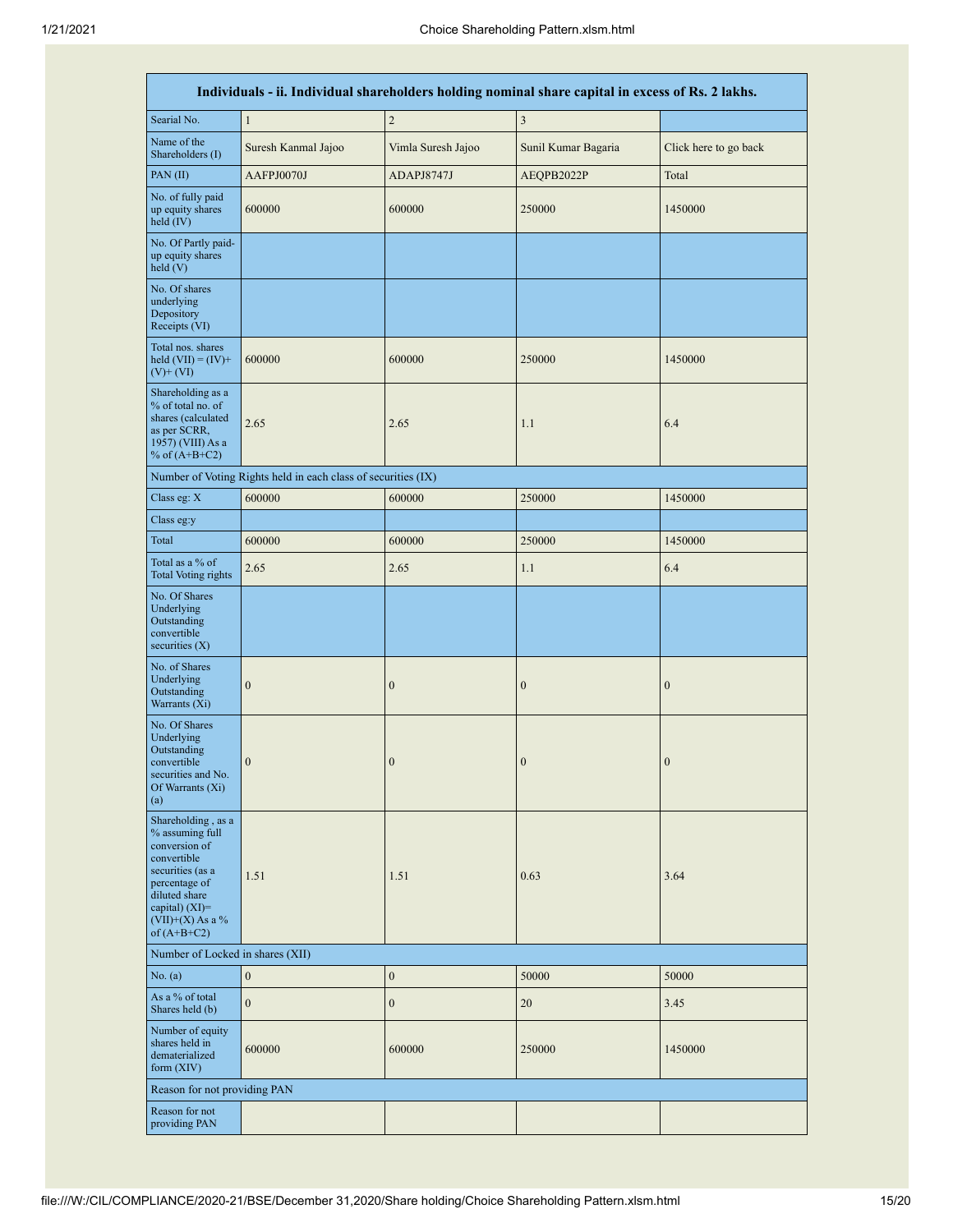| Individuals - ii. Individual shareholders holding nominal share capital in excess of Rs. 2 lakhs. | | | | |
|---|---|---|---|---|
| Searial No. | 1 | 2 | 3 | |
| Name of the Shareholders (I) | Suresh Kanmal Jajoo | Vimla Suresh Jajoo | Sunil Kumar Bagaria | Click here to go back |
| PAN (II) | AAFPJ0070J | ADAPJ8747J | AEQPB2022P | Total |
| No. of fully paid up equity shares held (IV) | 600000 | 600000 | 250000 | 1450000 |
| No. Of Partly paid-up equity shares held (V) | | | | |
| No. Of shares underlying Depository Receipts (VI) | | | | |
| Total nos. shares held (VII) = (IV)+(V)+ (VI) | 600000 | 600000 | 250000 | 1450000 |
| Shareholding as a % of total no. of shares (calculated as per SCRR, 1957) (VIII) As a % of (A+B+C2) | 2.65 | 2.65 | 1.1 | 6.4 |
| Number of Voting Rights held in each class of securities (IX) | | | | |
| Class eg: X | 600000 | 600000 | 250000 | 1450000 |
| Class eg:y | | | | |
| Total | 600000 | 600000 | 250000 | 1450000 |
| Total as a % of Total Voting rights | 2.65 | 2.65 | 1.1 | 6.4 |
| No. Of Shares Underlying Outstanding convertible securities (X) | | | | |
| No. of Shares Underlying Outstanding Warrants (Xi) | 0 | 0 | 0 | 0 |
| No. Of Shares Underlying Outstanding convertible securities and No. Of Warrants (Xi) (a) | 0 | 0 | 0 | 0 |
| Shareholding , as a % assuming full conversion of convertible securities (as a percentage of diluted share capital) (XI)= (VII)+(X) As a % of (A+B+C2) | 1.51 | 1.51 | 0.63 | 3.64 |
| Number of Locked in shares (XII) | | | | |
| No. (a) | 0 | 0 | 50000 | 50000 |
| As a % of total Shares held (b) | 0 | 0 | 20 | 3.45 |
| Number of equity shares held in dematerialized form (XIV) | 600000 | 600000 | 250000 | 1450000 |
| Reason for not providing PAN | | | | |
| Reason for not providing PAN | | | | |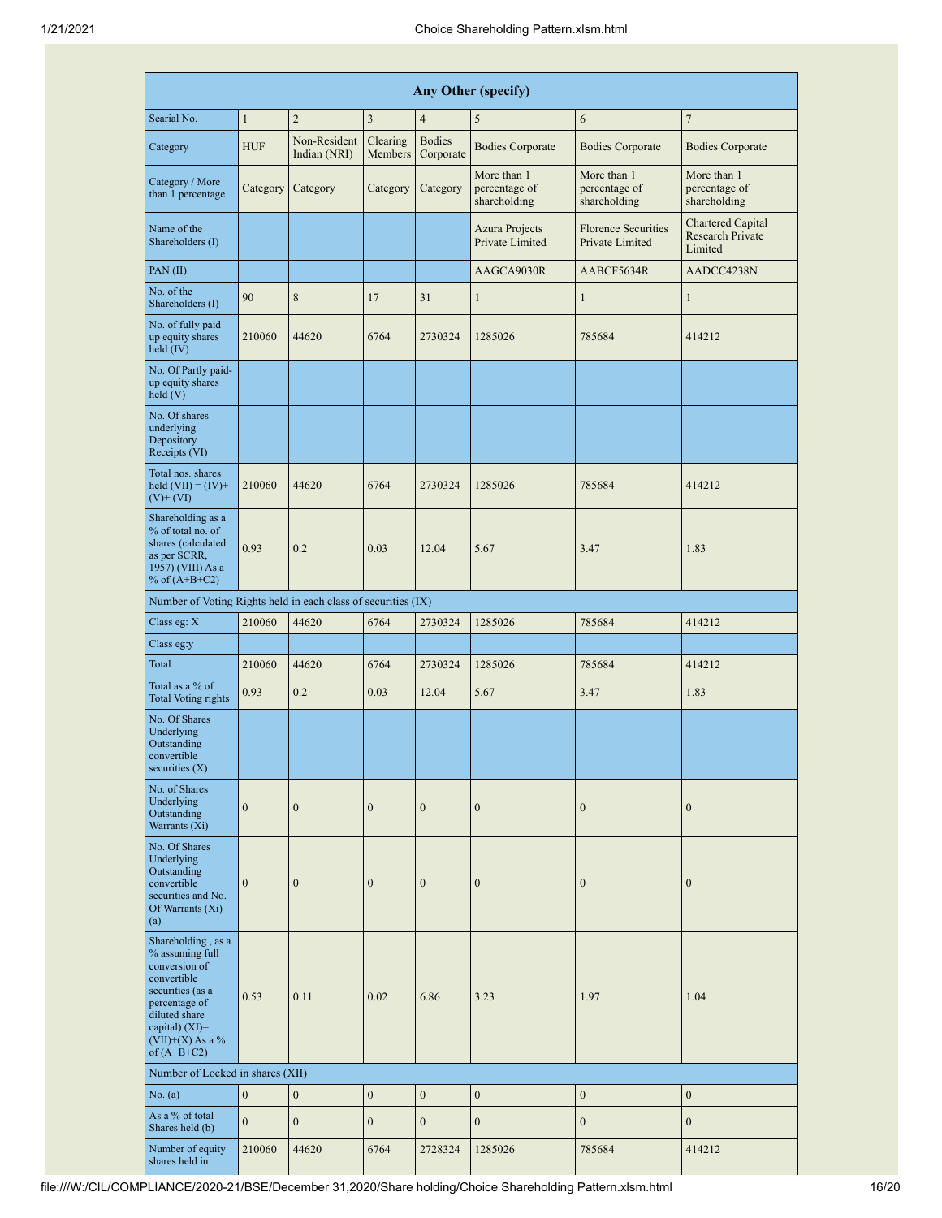| Any Other (specify) | | | | | | | |
|---|---|---|---|---|---|---|---|
| Searial No. | 1 | 2 | 3 | 4 | 5 | 6 | 7 |
| Category | HUF | Non-Resident Indian (NRI) | Clearing Members | Bodies Corporate | Bodies Corporate | Bodies Corporate | Bodies Corporate |
| Category / More than 1 percentage | Category | Category | Category | Category | More than 1 percentage of shareholding | More than 1 percentage of shareholding | More than 1 percentage of shareholding |
| Name of the Shareholders (I) | | | | | Azura Projects Private Limited | Florence Securities Private Limited | Chartered Capital Research Private Limited |
| PAN (II) | | | | | AAGCA9030R | AABCF5634R | AADCC4238N |
| No. of the Shareholders (I) | 90 | 8 | 17 | 31 | 1 | 1 | 1 |
| No. of fully paid up equity shares held (IV) | 210060 | 44620 | 6764 | 2730324 | 1285026 | 785684 | 414212 |
| No. Of Partly paid-up equity shares held (V) | | | | | | | |
| No. Of shares underlying Depository Receipts (VI) | | | | | | | |
| Total nos. shares held (VII) = (IV)+(V)+ (VI) | 210060 | 44620 | 6764 | 2730324 | 1285026 | 785684 | 414212 |
| Shareholding as a % of total no. of shares (calculated as per SCRR, 1957) (VIII) As a % of (A+B+C2) | 0.93 | 0.2 | 0.03 | 12.04 | 5.67 | 3.47 | 1.83 |
| Number of Voting Rights held in each class of securities (IX) | | | | | | | |
| Class eg: X | 210060 | 44620 | 6764 | 2730324 | 1285026 | 785684 | 414212 |
| Class eg:y | | | | | | | |
| Total | 210060 | 44620 | 6764 | 2730324 | 1285026 | 785684 | 414212 |
| Total as a % of Total Voting rights | 0.93 | 0.2 | 0.03 | 12.04 | 5.67 | 3.47 | 1.83 |
| No. Of Shares Underlying Outstanding convertible securities (X) | | | | | | | |
| No. of Shares Underlying Outstanding Warrants (Xi) | 0 | 0 | 0 | 0 | 0 | 0 | 0 |
| No. Of Shares Underlying Outstanding convertible securities and No. Of Warrants (Xi) (a) | 0 | 0 | 0 | 0 | 0 | 0 | 0 |
| Shareholding , as a % assuming full conversion of convertible securities (as a percentage of diluted share capital) (XI)= (VII)+(X) As a % of (A+B+C2) | 0.53 | 0.11 | 0.02 | 6.86 | 3.23 | 1.97 | 1.04 |
| Number of Locked in shares (XII) | | | | | | | |
| No. (a) | 0 | 0 | 0 | 0 | 0 | 0 | 0 |
| As a % of total Shares held (b) | 0 | 0 | 0 | 0 | 0 | 0 | 0 |
| Number of equity shares held in | 210060 | 44620 | 6764 | 2728324 | 1285026 | 785684 | 414212 |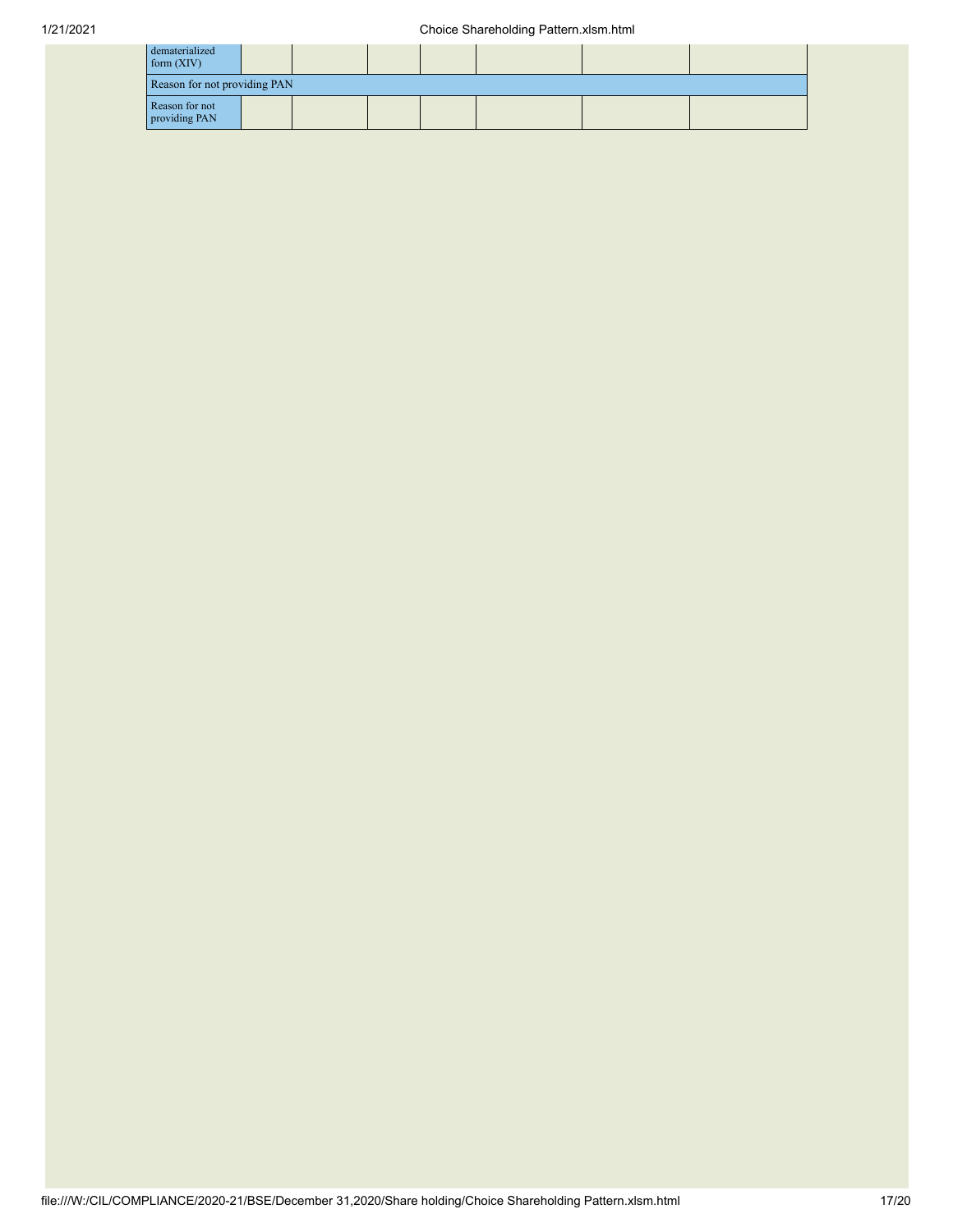| | | | | | | | |
|---|---|---|---|---|---|---|---|
| dematerialized form (XIV) | | | | | | | |
| Reason for not providing PAN | | | | | | | |
| Reason for not providing PAN | | | | | | | |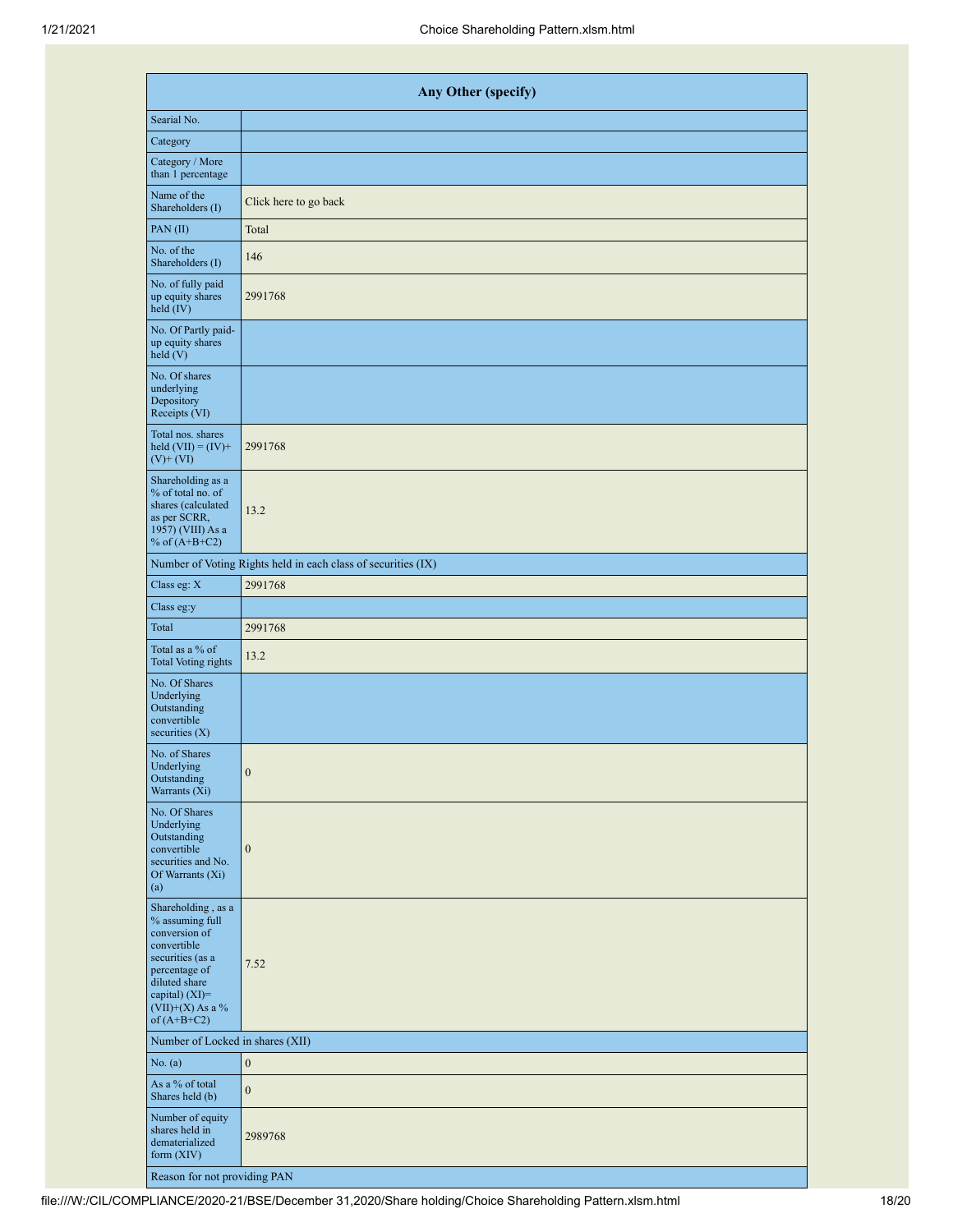| Any Other (specify) | |
|---|---|
| Searial No. | |
| Category | |
| Category / More than 1 percentage | |
| Name of the Shareholders (I) | Click here to go back |
| PAN (II) | Total |
| No. of the Shareholders (I) | 146 |
| No. of fully paid up equity shares held (IV) | 2991768 |
| No. Of Partly paid-up equity shares held (V) | |
| No. Of shares underlying Depository Receipts (VI) | |
| Total nos. shares held (VII) = (IV)+ (V)+ (VI) | 2991768 |
| Shareholding as a % of total no. of shares (calculated as per SCRR, 1957) (VIII) As a % of (A+B+C2) | 13.2 |
| Number of Voting Rights held in each class of securities (IX) | |
| Class eg: X | 2991768 |
| Class eg:y | |
| Total | 2991768 |
| Total as a % of Total Voting rights | 13.2 |
| No. Of Shares Underlying Outstanding convertible securities (X) | |
| No. of Shares Underlying Outstanding Warrants (Xi) | 0 |
| No. Of Shares Underlying Outstanding convertible securities and No. Of Warrants (Xi) (a) | 0 |
| Shareholding , as a % assuming full conversion of convertible securities (as a percentage of diluted share capital) (XI)= (VII)+(X) As a % of (A+B+C2) | 7.52 |
| Number of Locked in shares (XII) | |
| No. (a) | 0 |
| As a % of total Shares held (b) | 0 |
| Number of equity shares held in dematerialized form (XIV) | 2989768 |
| Reason for not providing PAN | |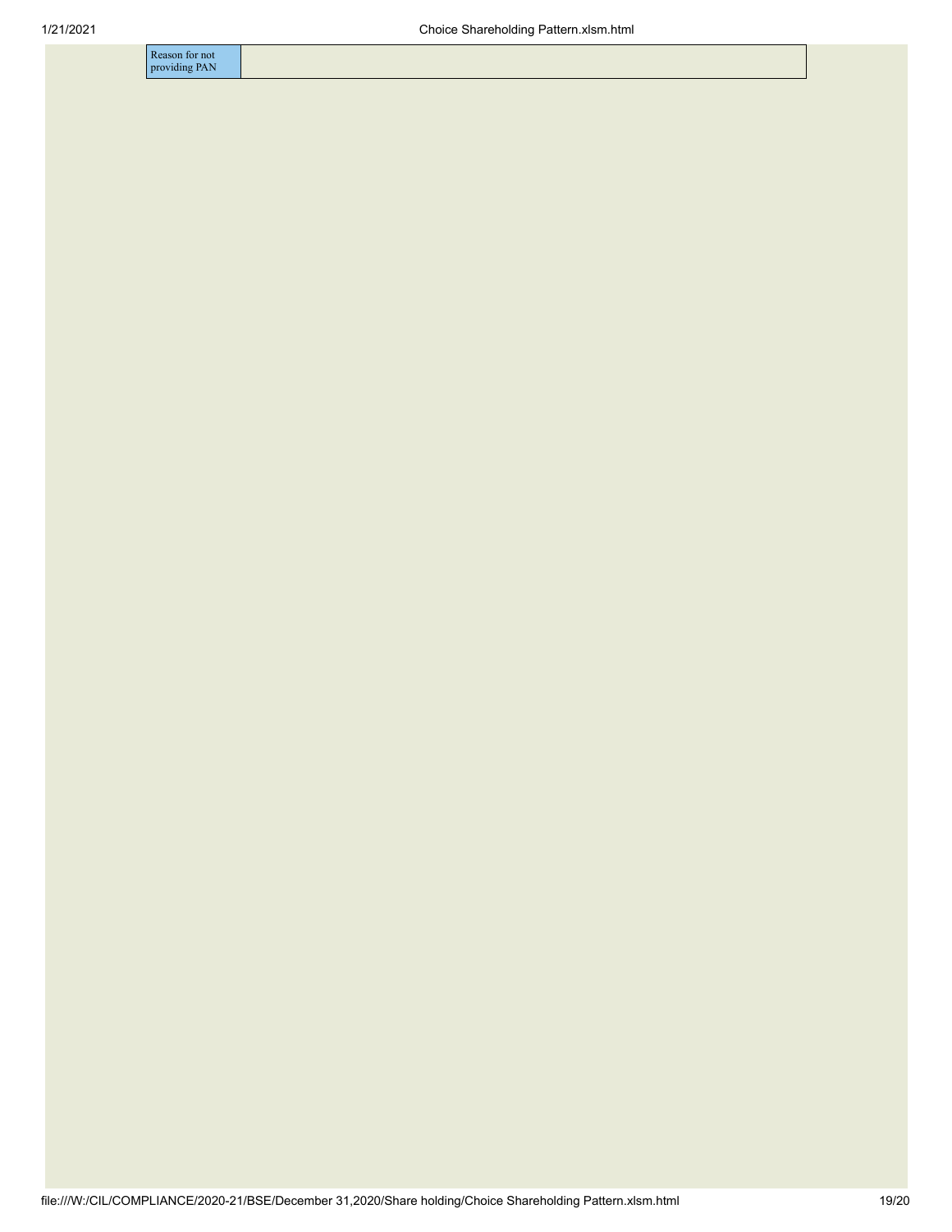| Reason for not providing PAN | |
| --- | --- |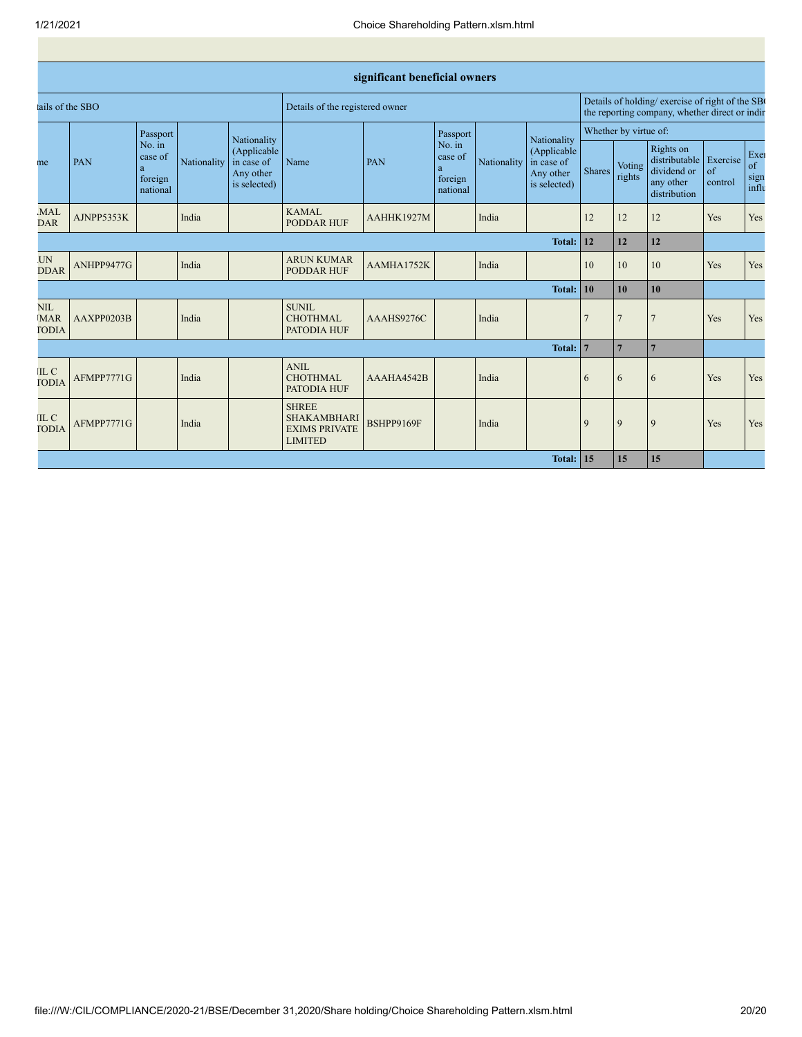| significant beneficial owners | | | | | | | | | | | | | | | |
|---|---|---|---|---|---|---|---|---|---|---|---|---|---|---|---|
| tails of the SBO | | | | | Details of the registered owner | | | | | Details of holding/ exercise of right of the SB( the reporting company, whether direct or indir | | | | | |
| | | | | | | | | | | Whether by virtue of: | | | | | |
| me | PAN | Passport No. in case of a foreign national | Nationality | Nationality (Applicable in case of Any other is selected) | Name | PAN | Passport No. in case of a foreign national | Nationality | Nationality (Applicable in case of Any other is selected) | Shares | Voting rights | Rights on distributable dividend or any other distribution | Exercise of control | Exer of sign influ |
| .MAL DAR | AJNPP5353K | | India | | KAMAL PODDAR HUF | AAHHK1927M | | India | | 12 | 12 | 12 | Yes | Yes |
| | | | | | | | | | **Total:** | **12** | **12** | **12** | | |
| UN DDAR | ANHPP9477G | | India | | ARUN KUMAR PODDAR HUF | AAMHA1752K | | India | | 10 | 10 | 10 | Yes | Yes |
| | | | | | | | | | **Total:** | **10** | **10** | **10** | | |
| NIL MAR TODIA | AAXPP0203B | | India | | SUNIL CHOTHMAL PATODIA HUF | AAAHS9276C | | India | | 7 | 7 | 7 | Yes | Yes |
| | | | | | | | | | **Total:** | **7** | **7** | **7** | | |
| IL C TODIA | AFMPP7771G | | India | | ANIL CHOTHMAL PATODIA HUF | AAAHA4542B | | India | | 6 | 6 | 6 | Yes | Yes |
| IL C TODIA | AFMPP7771G | | India | | SHREE SHAKAMBHARI EXIMS PRIVATE LIMITED | BSHPP9169F | | India | | 9 | 9 | 9 | Yes | Yes |
| | | | | | | | | | **Total:** | **15** | **15** | **15** | | |